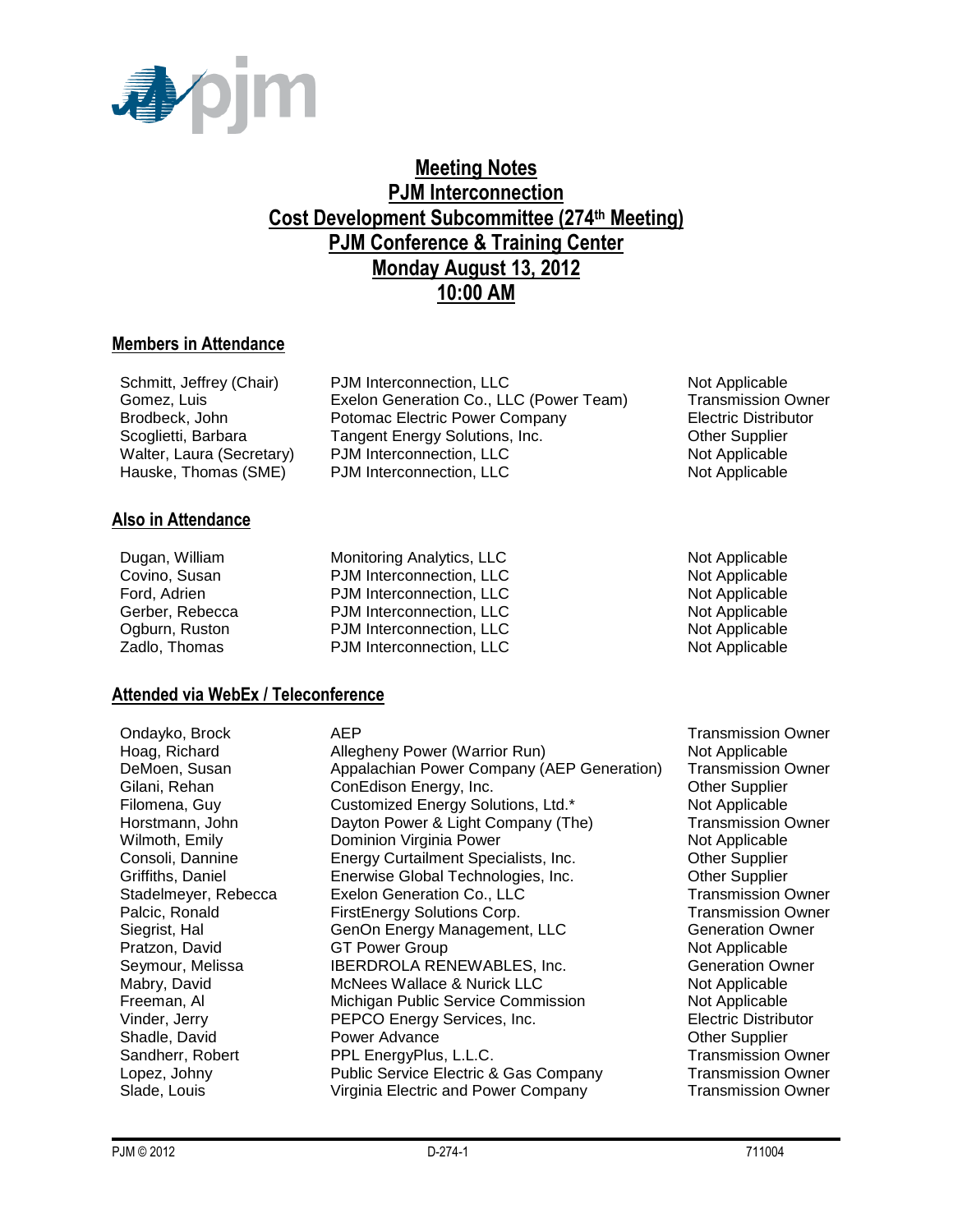# Meeting Notes
# PJM Interconnection
# Cost Development Subcommittee (274th Meeting)
# PJM Conference & Training Center
# Monday August 13, 2012
# 10:00 AM

## Members in Attendance

| | | |
|---|---|---|
| Schmitt, Jeffrey (Chair) | PJM Interconnection, LLC | Not Applicable |
| Gomez, Luis | Exelon Generation Co., LLC (Power Team) | Transmission Owner |
| Brodbeck, John | Potomac Electric Power Company | Electric Distributor |
| Scoglietti, Barbara | Tangent Energy Solutions, Inc. | Other Supplier |
| Walter, Laura (Secretary) | PJM Interconnection, LLC | Not Applicable |
| Hauske, Thomas (SME) | PJM Interconnection, LLC | Not Applicable |

## Also in Attendance

| | | |
|---|---|---|
| Dugan, William | Monitoring Analytics, LLC | Not Applicable |
| Covino, Susan | PJM Interconnection, LLC | Not Applicable |
| Ford, Adrien | PJM Interconnection, LLC | Not Applicable |
| Gerber, Rebecca | PJM Interconnection, LLC | Not Applicable |
| Ogburn, Ruston | PJM Interconnection, LLC | Not Applicable |
| Zadlo, Thomas | PJM Interconnection, LLC | Not Applicable |

## Attended via WebEx / Teleconference

| | | |
|---|---|---|
| Ondayko, Brock | AEP | Transmission Owner |
| Hoag, Richard | Allegheny Power (Warrior Run) | Not Applicable |
| DeMoen, Susan | Appalachian Power Company (AEP Generation) | Transmission Owner |
| Gilani, Rehan | ConEdison Energy, Inc. | Other Supplier |
| Filomena, Guy | Customized Energy Solutions, Ltd.* | Not Applicable |
| Horstmann, John | Dayton Power & Light Company (The) | Transmission Owner |
| Wilmoth, Emily | Dominion Virginia Power | Not Applicable |
| Consoli, Dannine | Energy Curtailment Specialists, Inc. | Other Supplier |
| Griffiths, Daniel | Enerwise Global Technologies, Inc. | Other Supplier |
| Stadelmeyer, Rebecca | Exelon Generation Co., LLC | Transmission Owner |
| Palcic, Ronald | FirstEnergy Solutions Corp. | Transmission Owner |
| Siegrist, Hal | GenOn Energy Management, LLC | Generation Owner |
| Pratzon, David | GT Power Group | Not Applicable |
| Seymour, Melissa | IBERDROLA RENEWABLES, Inc. | Generation Owner |
| Mabry, David | McNees Wallace & Nurick LLC | Not Applicable |
| Freeman, Al | Michigan Public Service Commission | Not Applicable |
| Vinder, Jerry | PEPCO Energy Services, Inc. | Electric Distributor |
| Shadle, David | Power Advance | Other Supplier |
| Sandherr, Robert | PPL EnergyPlus, L.L.C. | Transmission Owner |
| Lopez, Johny | Public Service Electric & Gas Company | Transmission Owner |
| Slade, Louis | Virginia Electric and Power Company | Transmission Owner |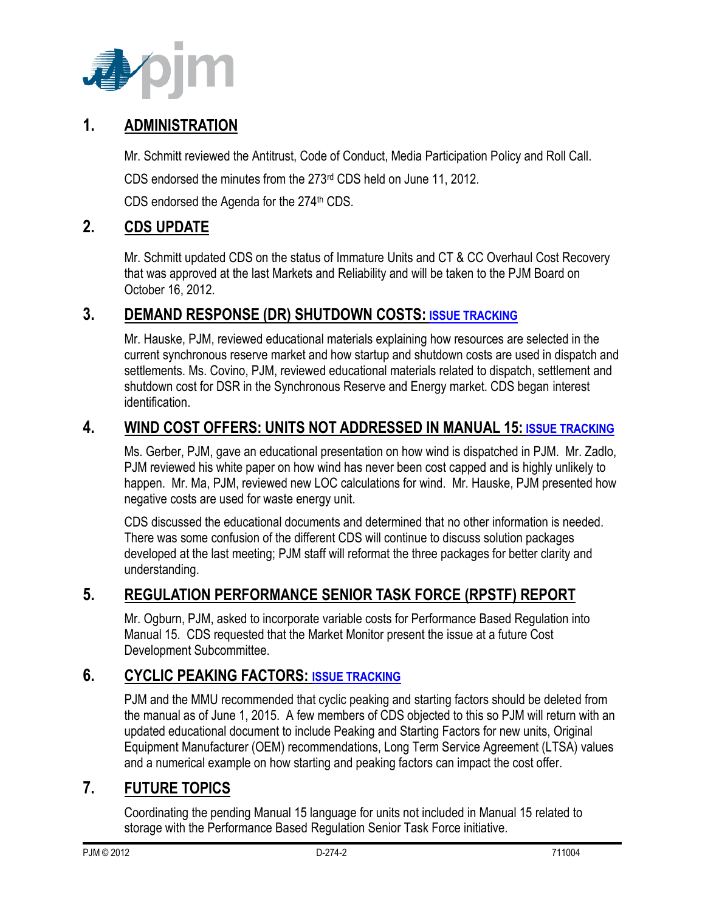## 1. ADMINISTRATION

Mr. Schmitt reviewed the Antitrust, Code of Conduct, Media Participation Policy and Roll Call.

CDS endorsed the minutes from the 273rd CDS held on June 11, 2012.

CDS endorsed the Agenda for the 274th CDS.

## 2. CDS UPDATE

Mr. Schmitt updated CDS on the status of Immature Units and CT & CC Overhaul Cost Recovery that was approved at the last Markets and Reliability and will be taken to the PJM Board on October 16, 2012.

## 3. DEMAND RESPONSE (DR) SHUTDOWN COSTS: ISSUE TRACKING

Mr. Hauske, PJM, reviewed educational materials explaining how resources are selected in the current synchronous reserve market and how startup and shutdown costs are used in dispatch and settlements. Ms. Covino, PJM, reviewed educational materials related to dispatch, settlement and shutdown cost for DSR in the Synchronous Reserve and Energy market. CDS began interest identification.

## 4. WIND COST OFFERS: UNITS NOT ADDRESSED IN MANUAL 15: ISSUE TRACKING

Ms. Gerber, PJM, gave an educational presentation on how wind is dispatched in PJM. Mr. Zadlo, PJM reviewed his white paper on how wind has never been cost capped and is highly unlikely to happen. Mr. Ma, PJM, reviewed new LOC calculations for wind. Mr. Hauske, PJM presented how negative costs are used for waste energy unit.

CDS discussed the educational documents and determined that no other information is needed. There was some confusion of the different CDS will continue to discuss solution packages developed at the last meeting; PJM staff will reformat the three packages for better clarity and understanding.

## 5. REGULATION PERFORMANCE SENIOR TASK FORCE (RPSTF) REPORT

Mr. Ogburn, PJM, asked to incorporate variable costs for Performance Based Regulation into Manual 15. CDS requested that the Market Monitor present the issue at a future Cost Development Subcommittee.

## 6. CYCLIC PEAKING FACTORS: ISSUE TRACKING

PJM and the MMU recommended that cyclic peaking and starting factors should be deleted from the manual as of June 1, 2015. A few members of CDS objected to this so PJM will return with an updated educational document to include Peaking and Starting Factors for new units, Original Equipment Manufacturer (OEM) recommendations, Long Term Service Agreement (LTSA) values and a numerical example on how starting and peaking factors can impact the cost offer.

## 7. FUTURE TOPICS

Coordinating the pending Manual 15 language for units not included in Manual 15 related to storage with the Performance Based Regulation Senior Task Force initiative.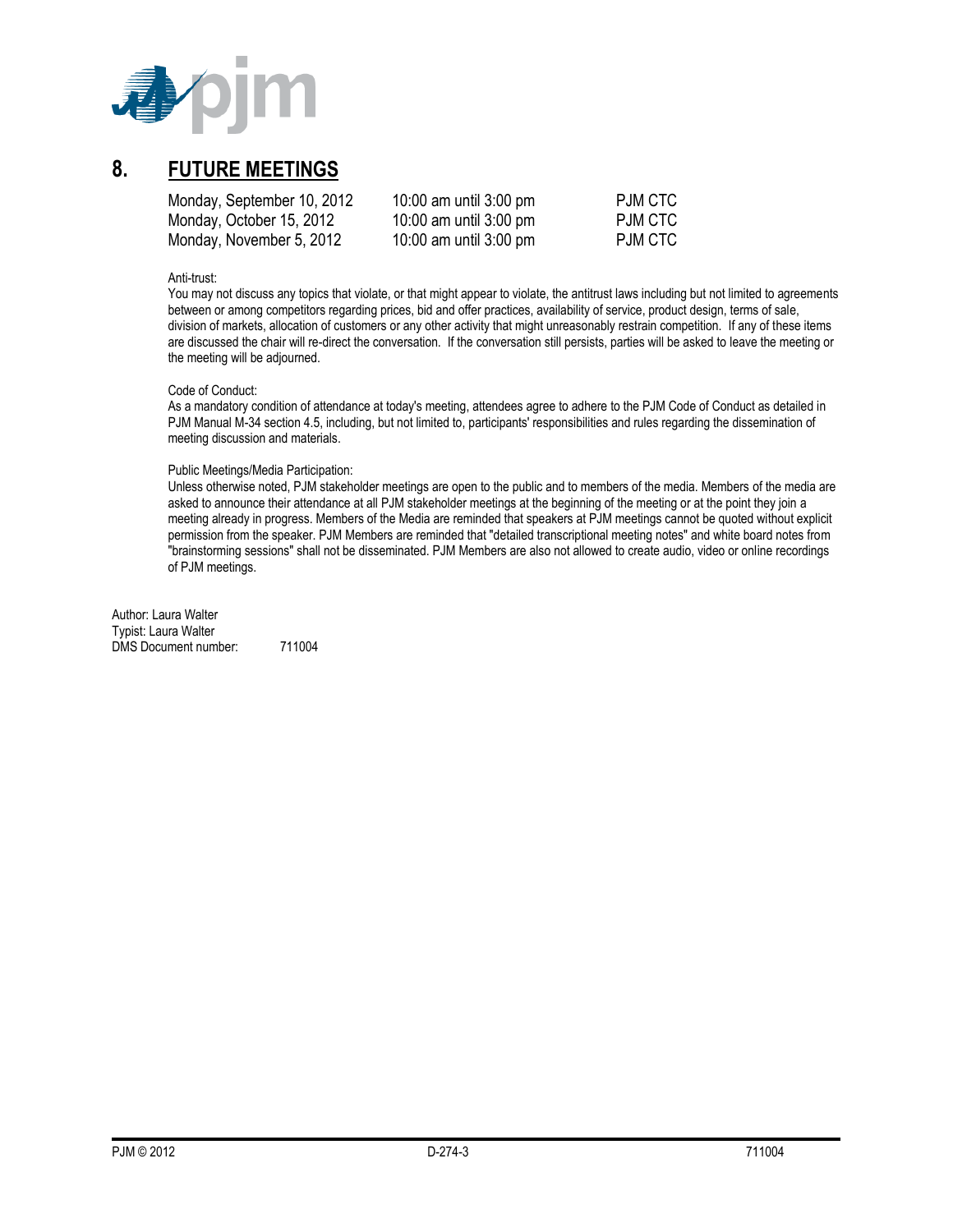## 8. FUTURE MEETINGS

| | | |
|---|---|---|
| Monday, September 10, 2012 | 10:00 am until 3:00 pm | PJM CTC |
| Monday, October 15, 2012 | 10:00 am until 3:00 pm | PJM CTC |
| Monday, November 5, 2012 | 10:00 am until 3:00 pm | PJM CTC |

Anti-trust:
You may not discuss any topics that violate, or that might appear to violate, the antitrust laws including but not limited to agreements between or among competitors regarding prices, bid and offer practices, availability of service, product design, terms of sale, division of markets, allocation of customers or any other activity that might unreasonably restrain competition. If any of these items are discussed the chair will re-direct the conversation. If the conversation still persists, parties will be asked to leave the meeting or the meeting will be adjourned.

Code of Conduct:
As a mandatory condition of attendance at today's meeting, attendees agree to adhere to the PJM Code of Conduct as detailed in PJM Manual M-34 section 4.5, including, but not limited to, participants' responsibilities and rules regarding the dissemination of meeting discussion and materials.

Public Meetings/Media Participation:
Unless otherwise noted, PJM stakeholder meetings are open to the public and to members of the media. Members of the media are asked to announce their attendance at all PJM stakeholder meetings at the beginning of the meeting or at the point they join a meeting already in progress. Members of the Media are reminded that speakers at PJM meetings cannot be quoted without explicit permission from the speaker. PJM Members are reminded that "detailed transcriptional meeting notes" and white board notes from "brainstorming sessions" shall not be disseminated. PJM Members are also not allowed to create audio, video or online recordings of PJM meetings.

Author: Laura Walter
Typist: Laura Walter
DMS Document number: 711004